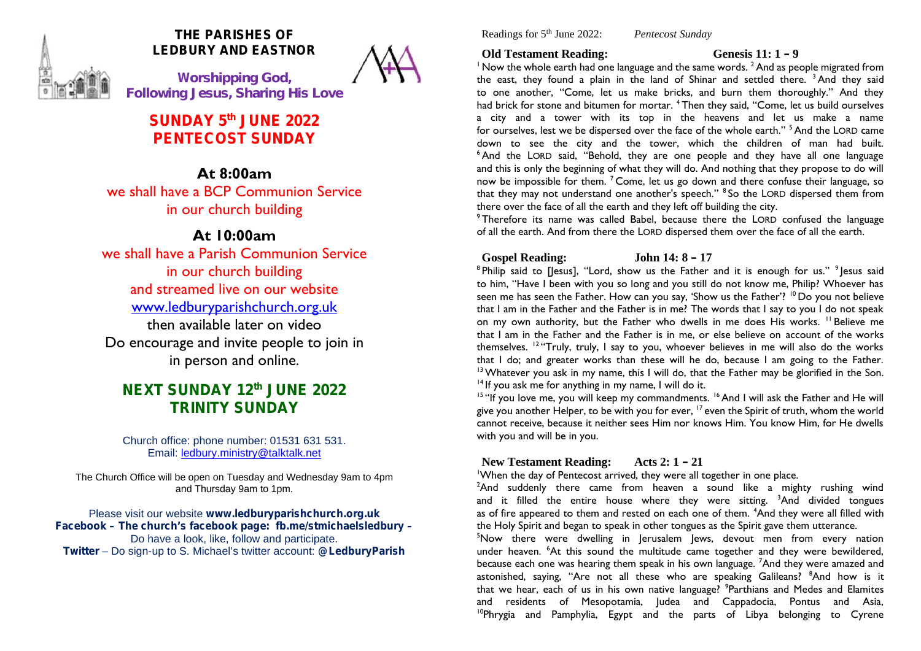# THE PARISHES OF LEDBURY AND EASTNOR

**Worshipping God, Following Jesus, Sharing His Love**

## SUNDAY 5th JUNE 2022
## PENTECOST SUNDAY

### At 8:00am

we shall have a BCP Communion Service
in our church building

### At 10:00am

we shall have a Parish Communion Service
in our church building
and streamed live on our website
www.ledburyparishchurch.org.uk
then available later on video
Do encourage and invite people to join in
in person and online.

## NEXT SUNDAY 12th JUNE 2022
## TRINITY SUNDAY

Church office: phone number: 01531 631 531.
Email: ledbury.ministry@talktalk.net

The Church Office will be open on Tuesday and Wednesday 9am to 4pm and Thursday 9am to 1pm.

Please visit our website **www.ledburyparishchurch.org.uk**
**Facebook – The church's facebook page: fb.me/stmichaelsledbury –** Do have a look, like, follow and participate.
**Twitter** – Do sign-up to S. Michael's twitter account: **@LedburyParish**

Readings for 5th June 2022: *Pentecost Sunday*

**Old Testament Reading: Genesis 11: 1 – 9**

[1] Now the whole earth had one language and the same words. [2] And as people migrated from the east, they found a plain in the land of Shinar and settled there. [3] And they said to one another, "Come, let us make bricks, and burn them thoroughly." And they had brick for stone and bitumen for mortar. [4] Then they said, "Come, let us build ourselves a city and a tower with its top in the heavens and let us make a name for ourselves, lest we be dispersed over the face of the whole earth." [5] And the LORD came down to see the city and the tower, which the children of man had built. [6] And the LORD said, "Behold, they are one people and they have all one language and this is only the beginning of what they will do. And nothing that they propose to do will now be impossible for them. [7] Come, let us go down and there confuse their language, so that they may not understand one another's speech." [8] So the LORD dispersed them from there over the face of all the earth and they left off building the city.
[9] Therefore its name was called Babel, because there the LORD confused the language of all the earth. And from there the LORD dispersed them over the face of all the earth.

**Gospel Reading: John 14: 8 – 17**

[8] Philip said to [Jesus], "Lord, show us the Father and it is enough for us." [9] Jesus said to him, "Have I been with you so long and you still do not know me, Philip? Whoever has seen me has seen the Father. How can you say, 'Show us the Father'? [10] Do you not believe that I am in the Father and the Father is in me? The words that I say to you I do not speak on my own authority, but the Father who dwells in me does His works. [11] Believe me that I am in the Father and the Father is in me, or else believe on account of the works themselves. [12] "Truly, truly, I say to you, whoever believes in me will also do the works that I do; and greater works than these will he do, because I am going to the Father. [13] Whatever you ask in my name, this I will do, that the Father may be glorified in the Son. [14] If you ask me for anything in my name, I will do it.
[15] "If you love me, you will keep my commandments. [16] And I will ask the Father and He will give you another Helper, to be with you for ever, [17] even the Spirit of truth, whom the world cannot receive, because it neither sees Him nor knows Him. You know Him, for He dwells with you and will be in you.

**New Testament Reading: Acts 2: 1 – 21**

[1] When the day of Pentecost arrived, they were all together in one place.
[2] And suddenly there came from heaven a sound like a mighty rushing wind and it filled the entire house where they were sitting. [3] And divided tongues as of fire appeared to them and rested on each one of them. [4] And they were all filled with the Holy Spirit and began to speak in other tongues as the Spirit gave them utterance.
[5] Now there were dwelling in Jerusalem Jews, devout men from every nation under heaven. [6] At this sound the multitude came together and they were bewildered, because each one was hearing them speak in his own language. [7] And they were amazed and astonished, saying, "Are not all these who are speaking Galileans? [8] And how is it that we hear, each of us in his own native language? [9] Parthians and Medes and Elamites and residents of Mesopotamia, Judea and Cappadocia, Pontus and Asia, [10] Phrygia and Pamphylia, Egypt and the parts of Libya belonging to Cyrene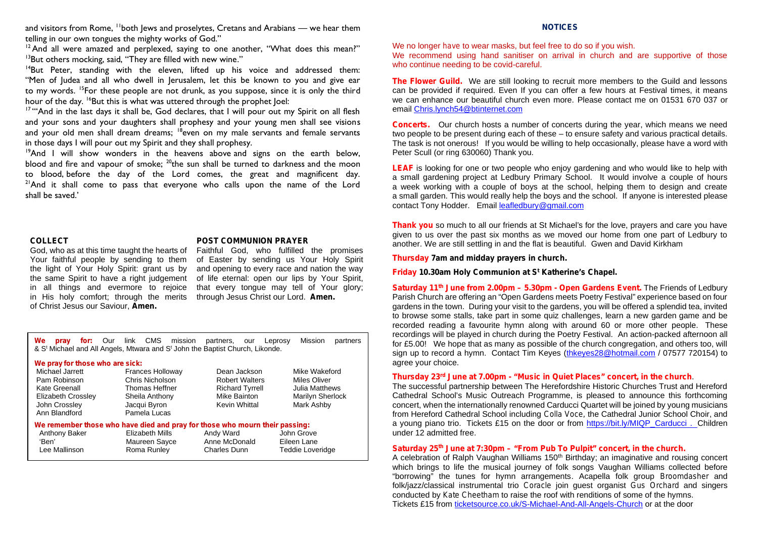and visitors from Rome, [11]both Jews and proselytes, Cretans and Arabians — we hear them telling in our own tongues the mighty works of God."

[12] And all were amazed and perplexed, saying to one another, "What does this mean?" [13]But others mocking, said, "They are filled with new wine."

[14]But Peter, standing with the eleven, lifted up his voice and addressed them: "Men of Judea and all who dwell in Jerusalem, let this be known to you and give ear to my words. [15]For these people are not drunk, as you suppose, since it is only the third hour of the day. [16]But this is what was uttered through the prophet Joel:

[17] "'And in the last days it shall be, God declares, that I will pour out my Spirit on all flesh and your sons and your daughters shall prophesy and your young men shall see visions and your old men shall dream dreams; [18]even on my male servants and female servants in those days I will pour out my Spirit and they shall prophesy.

[19]And I will show wonders in the heavens above and signs on the earth below, blood and fire and vapour of smoke; [20]the sun shall be turned to darkness and the moon to blood, before the day of the Lord comes, the great and magnificent day. [21]And it shall come to pass that everyone who calls upon the name of the Lord shall be saved.'

**COLLECT**

God, who as at this time taught the hearts of Your faithful people by sending to them the light of Your Holy Spirit: grant us by the same Spirit to have a right judgement in all things and evermore to rejoice in His holy comfort; through the merits of Christ Jesus our Saviour, **Amen.**

**POST COMMUNION PRAYER**

Faithful God, who fulfilled the promises of Easter by sending us Your Holy Spirit and opening to every race and nation the way of life eternal: open our lips by Your Spirit, that every tongue may tell of Your glory; through Jesus Christ our Lord. **Amen.**

**We pray for:** Our link CMS mission partners, our Leprosy Mission partners & St Michael and All Angels, Mtwara and St John the Baptist Church, Likonde.

**We pray for those who are sick:**

| | | | |
|---|---|---|---|
| Michael Jarrett | Frances Holloway | Dean Jackson | Mike Wakeford |
| Pam Robinson | Chris Nicholson | Robert Walters | Miles Oliver |
| Kate Greenall | Thomas Heffner | Richard Tyrrell | Julia Matthews |
| Elizabeth Crossley | Sheila Anthony | Mike Bainton | Marilyn Sherlock |
| John Crossley | Jacqui Byron | Kevin Whittal | Mark Ashby |
| Ann Blandford | Pamela Lucas | | |

**We remember those who have died and pray for those who mourn their passing:**

| | | | |
|---|---|---|---|
| Anthony Baker | Elizabeth Mills | Andy Ward | John Grove |
| 'Ben' | Maureen Sayce | Anne McDonald | Eileen Lane |
| Lee Mallinson | Roma Runley | Charles Dunn | Teddie Loveridge |

## NOTICES

We no longer have to wear masks, but feel free to do so if you wish.
We recommend using hand sanitiser on arrival in church and are supportive of those who continue needing to be covid-careful.

**The Flower Guild.** We are still looking to recruit more members to the Guild and lessons can be provided if required. Even If you can offer a few hours at Festival times, it means we can enhance our beautiful church even more. Please contact me on 01531 670 037 or email Chris.lynch54@btinternet.com

**Concerts.** Our church hosts a number of concerts during the year, which means we need two people to be present during each of these – to ensure safety and various practical details. The task is not onerous! If you would be willing to help occasionally, please have a word with Peter Scull (or ring 630060) Thank you.

**LEAF** is looking for one or two people who enjoy gardening and who would like to help with a small gardening project at Ledbury Primary School. It would involve a couple of hours a week working with a couple of boys at the school, helping them to design and create a small garden. This would really help the boys and the school. If anyone is interested please contact Tony Hodder. Email leafledbury@gmail.com

**Thank you** so much to all our friends at St Michael's for the love, prayers and care you have given to us over the past six months as we moved our home from one part of Ledbury to another. We are still settling in and the flat is beautiful. Gwen and David Kirkham

**Thursday 7am and midday prayers in church.**

**Friday 10.30am Holy Communion at St Katherine's Chapel.**

**Saturday 11th June from 2.00pm – 5.30pm - Open Gardens Event.** The Friends of Ledbury Parish Church are offering an "Open Gardens meets Poetry Festival" experience based on four gardens in the town. During your visit to the gardens, you will be offered a splendid tea, invited to browse some stalls, take part in some quiz challenges, learn a new garden game and be recorded reading a favourite hymn along with around 60 or more other people. These recordings will be played in church during the Poetry Festival. An action-packed afternoon all for £5.00! We hope that as many as possible of the church congregation, and others too, will sign up to record a hymn. Contact Tim Keyes (thkeyes28@hotmail.com / 07577 720154) to agree your choice.

**Thursday 23rd June at 7.00pm - "Music in Quiet Places" concert, in the church.**
The successful partnership between The Herefordshire Historic Churches Trust and Hereford Cathedral School's Music Outreach Programme, is pleased to announce this forthcoming concert, when the internationally renowned Carducci Quartet will be joined by young musicians from Hereford Cathedral School including Colla Voce, the Cathedral Junior School Choir, and a young piano trio. Tickets £15 on the door or from https://bit.ly/MIQP_Carducci . Children under 12 admitted free.

**Saturday 25th June at 7:30pm – "From Pub To Pulpit" concert, in the church.**
A celebration of Ralph Vaughan Williams 150th Birthday; an imaginative and rousing concert which brings to life the musical journey of folk songs Vaughan Williams collected before "borrowing" the tunes for hymn arrangements. Acapella folk group Broomdasher and folk/jazz/classical instrumental trio Coracle join guest organist Gus Orchard and singers conducted by Kate Cheetham to raise the roof with renditions of some of the hymns.
Tickets £15 from ticketsource.co.uk/S-Michael-And-All-Angels-Church or at the door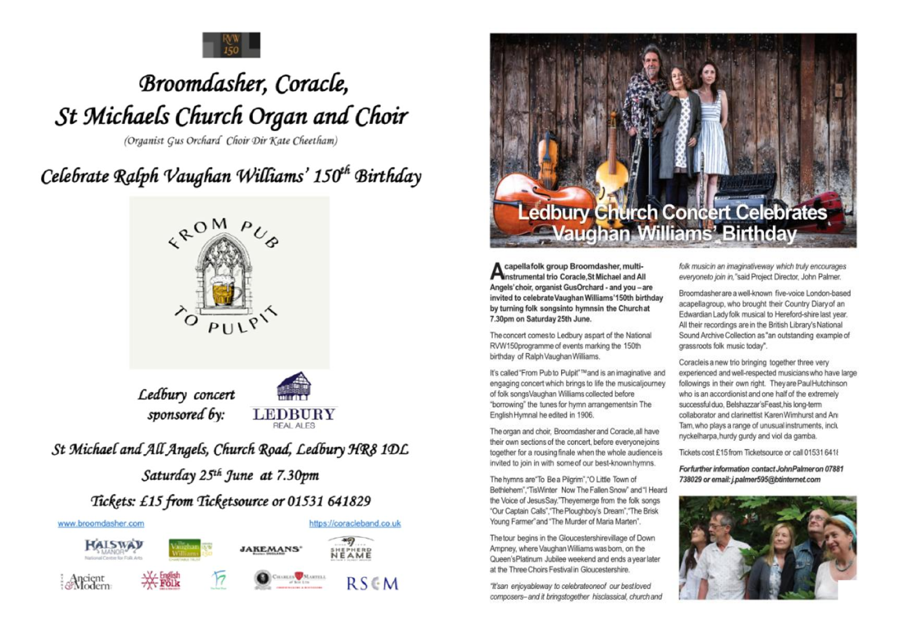RVW 150

# Broomdasher, Coracle, St Michaels Church Organ and Choir

*(Organist Gus Orchard Choir Dir Kate Cheetham)*

## Celebrate Ralph Vaughan Williams' 150th Birthday

FROM PUB TO PULPIT

Ledbury concert sponsored by: LEDBURY REAL ALES

**St Michael and All Angels, Church Road, Ledbury HR8 1DL**

**Saturday 25th June at 7.30pm**

**Tickets: £15 from Ticketsource or 01531 641829**

www.broomdasher.com

https://coracleband.co.uk

HALSWAY MANOR · Vaughan Williams · JAKEMANS · SHEPHERD NEAME · Ancient & Modern · English Folk · Charles Martell · RSCM

## Ledbury Church Concert Celebrates Vaughan Williams' Birthday

**Acapella folk group Broomdasher, multi-instrumental trio Coracle, St Michael and All Angels' choir, organist Gus Orchard - and you – are invited to celebrate Vaughan Williams' 150th birthday by turning folk songs into hymns in the Church at 7.30pm on Saturday 25th June.**

The concert comes to Ledbury as part of the National RVW150 programme of events marking the 150th birthday of Ralph Vaughan Williams.

It's called "From Pub to Pulpit"™ and is an imaginative and engaging concert which brings to life the musical journey of folk songs Vaughan Williams collected before "borrowing" the tunes for hymn arrangements in The English Hymnal he edited in 1906.

The organ and choir, Broomdasher and Coracle, all have their own sections of the concert, before everyone joins together for a rousing finale when the whole audience is invited to join in with some of our best-known hymns.

The hymns are "To Be a Pilgrim", "O Little Town of Bethlehem", "Tis Winter Now The Fallen Snow" and "I Heard the Voice of Jesus Say." They emerge from the folk songs "Our Captain Calls", "The Ploughboy's Dream", "The Brisk Young Farmer" and "The Murder of Maria Marten".

The tour begins in the Gloucestershire village of Down Ampney, where Vaughan Williams was born, on the Queen's Platinum Jubilee weekend and ends a year later at the Three Choirs Festival in Gloucestershire.

*"It's an enjoyable way to celebrate one of our best loved composers – and it brings together his classical, church and folk music in an imaginative way which truly encourages everyone to join in," said Project Director, John Palmer.*

Broomdasher are a well-known five-voice London-based acapella group, who brought their Country Diary of an Edwardian Lady folk musical to Hereford-shire last year. All their recordings are in the British Library's National Sound Archive Collection as "an outstanding example of grassroots folk music today".

Coracle is a new trio bringing together three very experienced and well-respected musicians who have large followings in their own right. They are Paul Hutchinson who is an accordionist and one half of the extremely successful duo, Belshazzar's Feast, his long-term collaborator and clarinettist Karen Wimhurst and An Tam, who plays a range of unusual instruments, inclu nyckelharpa, hurdy gurdy and viol da gamba.

Tickets cost £15 from Ticketsource or call 01531 641

***For further information contact John Palmer on 07881 738029 or email: j.palmer595@btinternet.com***